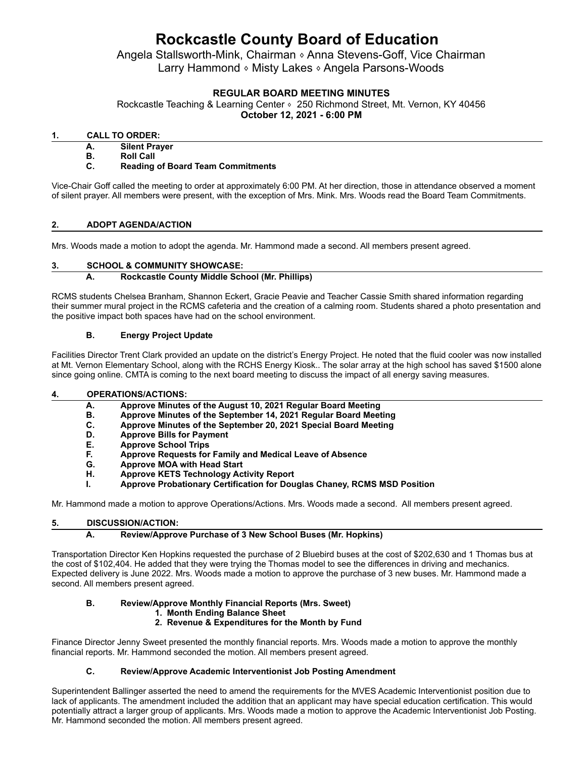# Rockcastle County Board of Education

Angela Stallsworth-Mink, Chairman ⬨ Anna Stevens-Goff, Vice Chairman
Larry Hammond ⬨ Misty Lakes ⬨ Angela Parsons-Woods

## REGULAR BOARD MEETING MINUTES

Rockcastle Teaching & Learning Center ⬨ 250 Richmond Street, Mt. Vernon, KY 40456
**October 12, 2021 - 6:00 PM**

### 1. CALL TO ORDER:

- **A. Silent Prayer**
- **B. Roll Call**
- **C. Reading of Board Team Commitments**

Vice-Chair Goff called the meeting to order at approximately 6:00 PM. At her direction, those in attendance observed a moment of silent prayer. All members were present, with the exception of Mrs. Mink. Mrs. Woods read the Board Team Commitments.

### 2. ADOPT AGENDA/ACTION

Mrs. Woods made a motion to adopt the agenda. Mr. Hammond made a second. All members present agreed.

### 3. SCHOOL & COMMUNITY SHOWCASE:

**A. Rockcastle County Middle School (Mr. Phillips)**

RCMS students Chelsea Branham, Shannon Eckert, Gracie Peavie and Teacher Cassie Smith shared information regarding their summer mural project in the RCMS cafeteria and the creation of a calming room. Students shared a photo presentation and the positive impact both spaces have had on the school environment.

**B. Energy Project Update**

Facilities Director Trent Clark provided an update on the district's Energy Project. He noted that the fluid cooler was now installed at Mt. Vernon Elementary School, along with the RCHS Energy Kiosk.. The solar array at the high school has saved $1500 alone since going online. CMTA is coming to the next board meeting to discuss the impact of all energy saving measures.

### 4. OPERATIONS/ACTIONS:

- **A. Approve Minutes of the August 10, 2021 Regular Board Meeting**
- **B. Approve Minutes of the September 14, 2021 Regular Board Meeting**
- **C. Approve Minutes of the September 20, 2021 Special Board Meeting**
- **D. Approve Bills for Payment**
- **E. Approve School Trips**
- **F. Approve Requests for Family and Medical Leave of Absence**
- **G. Approve MOA with Head Start**
- **H. Approve KETS Technology Activity Report**
- **I. Approve Probationary Certification for Douglas Chaney, RCMS MSD Position**

Mr. Hammond made a motion to approve Operations/Actions. Mrs. Woods made a second. All members present agreed.

### 5. DISCUSSION/ACTION:

**A. Review/Approve Purchase of 3 New School Buses (Mr. Hopkins)**

Transportation Director Ken Hopkins requested the purchase of 2 Bluebird buses at the cost of $202,630 and 1 Thomas bus at the cost of $102,404. He added that they were trying the Thomas model to see the differences in driving and mechanics. Expected delivery is June 2022. Mrs. Woods made a motion to approve the purchase of 3 new buses. Mr. Hammond made a second. All members present agreed.

**B. Review/Approve Monthly Financial Reports (Mrs. Sweet)**

1. **Month Ending Balance Sheet**
2. **Revenue & Expenditures for the Month by Fund**

Finance Director Jenny Sweet presented the monthly financial reports. Mrs. Woods made a motion to approve the monthly financial reports. Mr. Hammond seconded the motion. All members present agreed.

**C. Review/Approve Academic Interventionist Job Posting Amendment**

Superintendent Ballinger asserted the need to amend the requirements for the MVES Academic Interventionist position due to lack of applicants. The amendment included the addition that an applicant may have special education certification. This would potentially attract a larger group of applicants. Mrs. Woods made a motion to approve the Academic Interventionist Job Posting. Mr. Hammond seconded the motion. All members present agreed.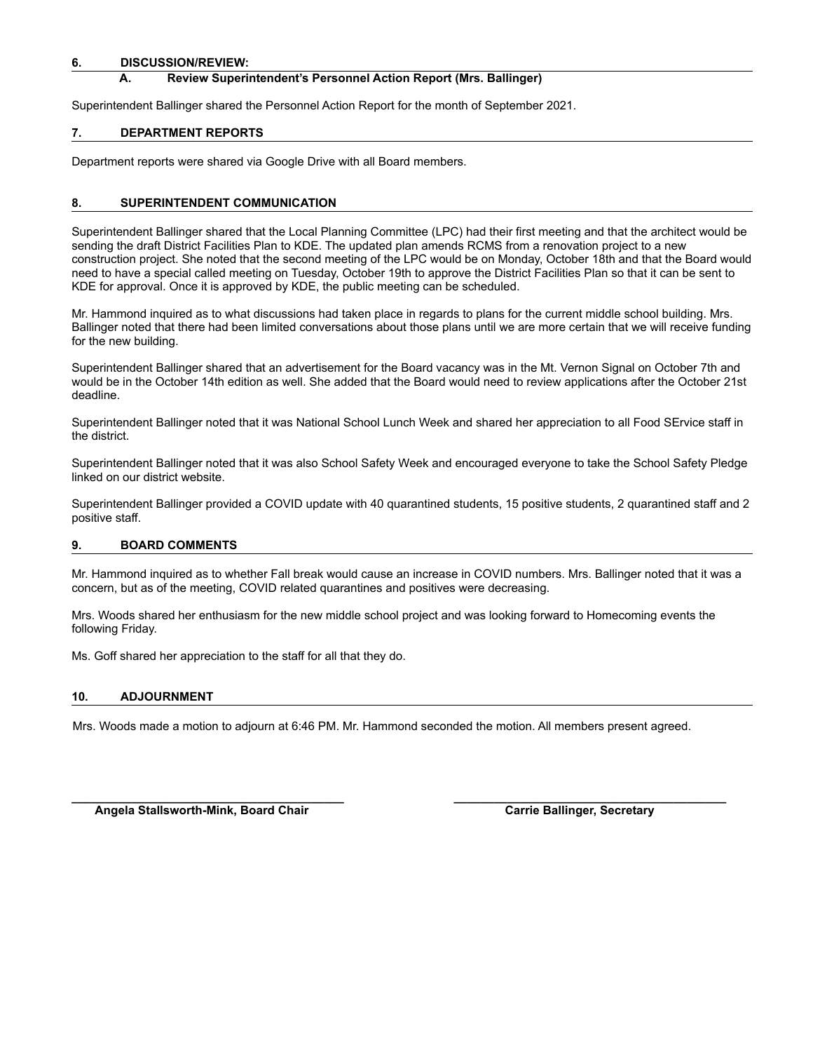## 6. DISCUSSION/REVIEW:

### A. Review Superintendent's Personnel Action Report (Mrs. Ballinger)

Superintendent Ballinger shared the Personnel Action Report for the month of September 2021.

## 7. DEPARTMENT REPORTS

Department reports were shared via Google Drive with all Board members.

## 8. SUPERINTENDENT COMMUNICATION

Superintendent Ballinger shared that the Local Planning Committee (LPC) had their first meeting and that the architect would be sending the draft District Facilities Plan to KDE. The updated plan amends RCMS from a renovation project to a new construction project. She noted that the second meeting of the LPC would be on Monday, October 18th and that the Board would need to have a special called meeting on Tuesday, October 19th to approve the District Facilities Plan so that it can be sent to KDE for approval. Once it is approved by KDE, the public meeting can be scheduled.

Mr. Hammond inquired as to what discussions had taken place in regards to plans for the current middle school building. Mrs. Ballinger noted that there had been limited conversations about those plans until we are more certain that we will receive funding for the new building.

Superintendent Ballinger shared that an advertisement for the Board vacancy was in the Mt. Vernon Signal on October 7th and would be in the October 14th edition as well. She added that the Board would need to review applications after the October 21st deadline.

Superintendent Ballinger noted that it was National School Lunch Week and shared her appreciation to all Food SErvice staff in the district.

Superintendent Ballinger noted that it was also School Safety Week and encouraged everyone to take the School Safety Pledge linked on our district website.

Superintendent Ballinger provided a COVID update with 40 quarantined students, 15 positive students, 2 quarantined staff and 2 positive staff.

## 9. BOARD COMMENTS

Mr. Hammond inquired as to whether Fall break would cause an increase in COVID numbers. Mrs. Ballinger noted that it was a concern, but as of the meeting, COVID related quarantines and positives were decreasing.

Mrs. Woods shared her enthusiasm for the new middle school project and was looking forward to Homecoming events the following Friday.

Ms. Goff shared her appreciation to the staff for all that they do.

## 10. ADJOURNMENT

Mrs. Woods made a motion to adjourn at 6:46 PM. Mr. Hammond seconded the motion. All members present agreed.

\_\_\_\_\_\_\_\_\_\_\_\_\_\_\_\_\_\_\_\_\_\_\_\_\_\_\_\_\_\_\_\_\_\_\_\_
**Angela Stallsworth-Mink, Board Chair**

\_\_\_\_\_\_\_\_\_\_\_\_\_\_\_\_\_\_\_\_\_\_\_\_\_\_\_\_\_\_\_\_\_\_\_\_
**Carrie Ballinger, Secretary**